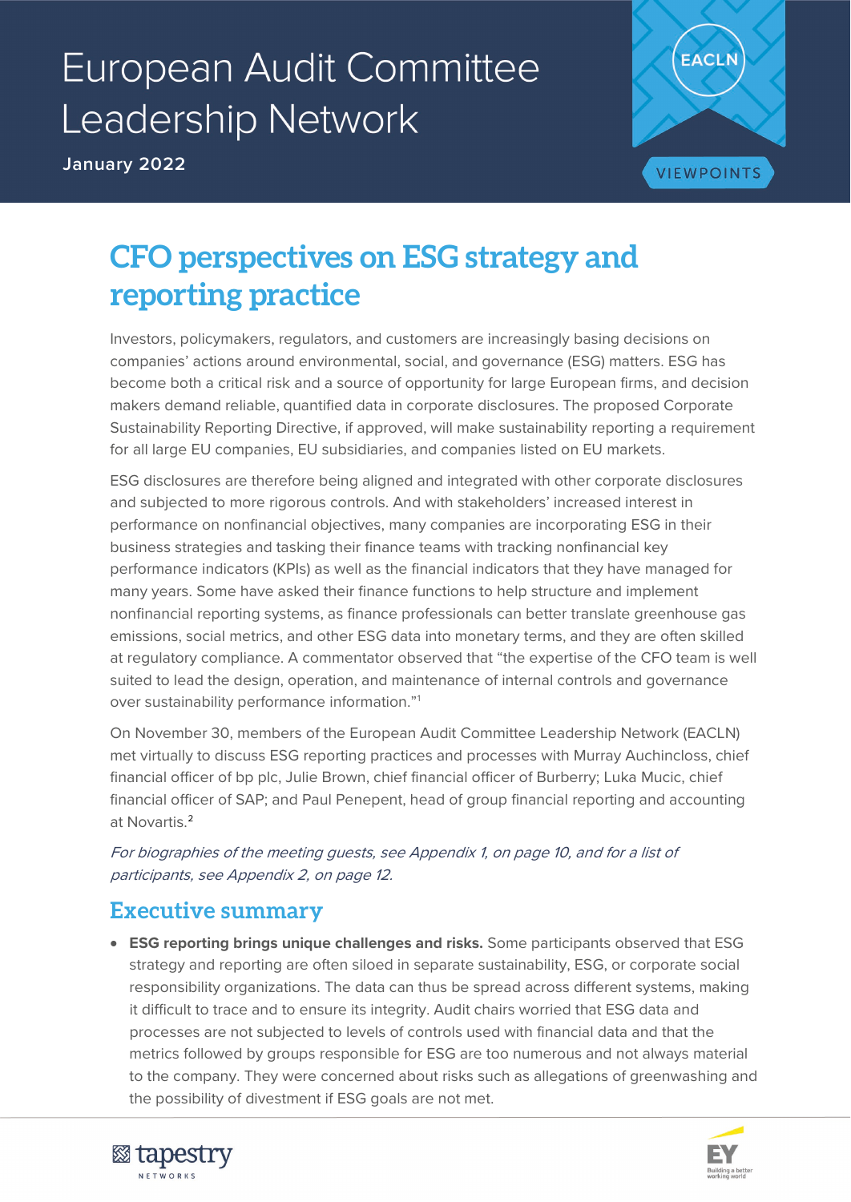# European Audit Committee Leadership Network

**January 2022**

EACLN

VIEWPOINTS

## CFO perspectives on ESG strategy and reporting practice

Investors, policymakers, regulators, and customers are increasingly basing decisions on companies' actions around environmental, social, and governance (ESG) matters. ESG has become both a critical risk and a source of opportunity for large European firms, and decision makers demand reliable, quantified data in corporate disclosures. The proposed Corporate Sustainability Reporting Directive, if approved, will make sustainability reporting a requirement for all large EU companies, EU subsidiaries, and companies listed on EU markets.

ESG disclosures are therefore being aligned and integrated with other corporate disclosures and subjected to more rigorous controls. And with stakeholders' increased interest in performance on nonfinancial objectives, many companies are incorporating ESG in their business strategies and tasking their finance teams with tracking nonfinancial key performance indicators (KPIs) as well as the financial indicators that they have managed for many years. Some have asked their finance functions to help structure and implement nonfinancial reporting systems, as finance professionals can better translate greenhouse gas emissions, social metrics, and other ESG data into monetary terms, and they are often skilled at regulatory compliance. A commentator observed that "the expertise of the CFO team is well suited to lead the design, operation, and maintenance of internal controls and governance over sustainability performance information."[1]

On November 30, members of the European Audit Committee Leadership Network (EACLN) met virtually to discuss ESG reporting practices and processes with Murray Auchincloss, chief financial officer of bp plc, Julie Brown, chief financial officer of Burberry; Luka Mucic, chief financial officer of SAP; and Paul Penepent, head of group financial reporting and accounting at Novartis.[2]

*For biographies of the meeting guests, see Appendix 1, on page 10, and for a list of participants, see Appendix 2, on page 12.*

## Executive summary

- **ESG reporting brings unique challenges and risks.** Some participants observed that ESG strategy and reporting are often siloed in separate sustainability, ESG, or corporate social responsibility organizations. The data can thus be spread across different systems, making it difficult to trace and to ensure its integrity. Audit chairs worried that ESG data and processes are not subjected to levels of controls used with financial data and that the metrics followed by groups responsible for ESG are too numerous and not always material to the company. They were concerned about risks such as allegations of greenwashing and the possibility of divestment if ESG goals are not met.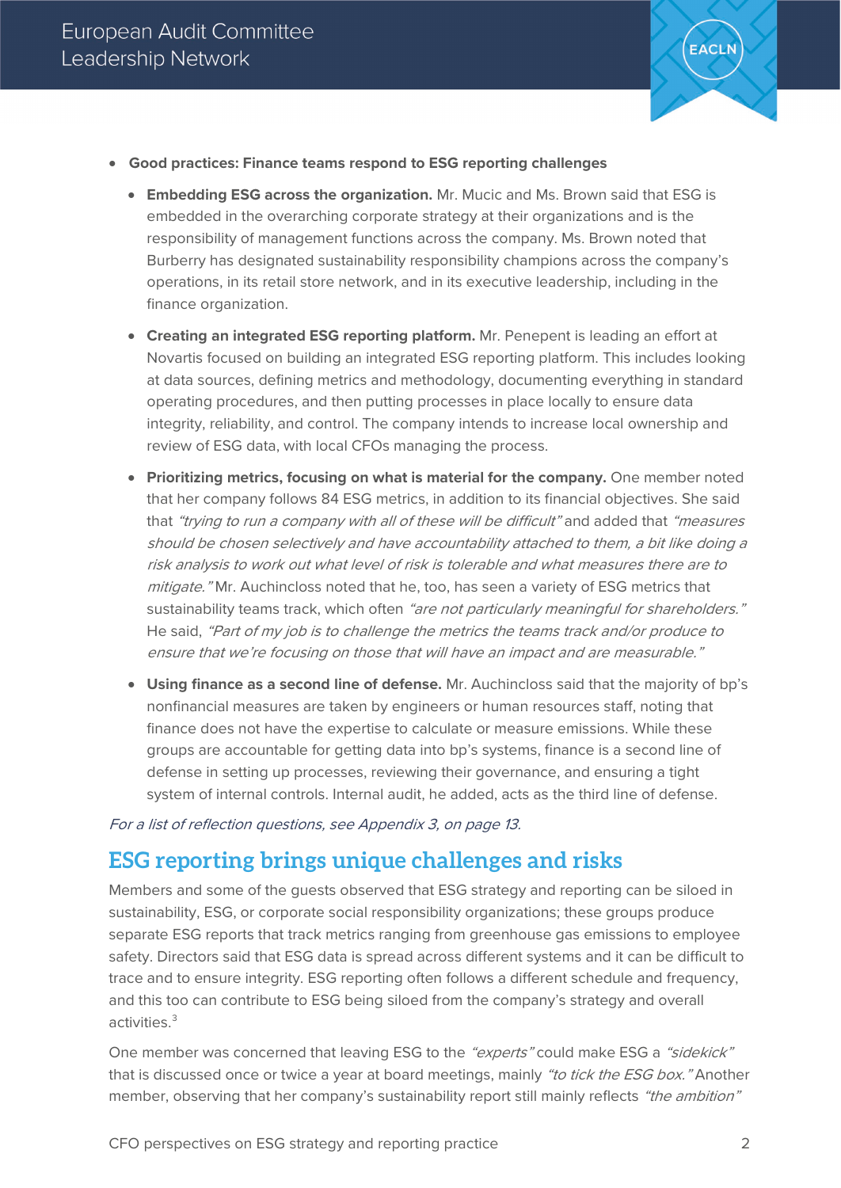- **Good practices: Finance teams respond to ESG reporting challenges**
  - **Embedding ESG across the organization.** Mr. Mucic and Ms. Brown said that ESG is embedded in the overarching corporate strategy at their organizations and is the responsibility of management functions across the company. Ms. Brown noted that Burberry has designated sustainability responsibility champions across the company's operations, in its retail store network, and in its executive leadership, including in the finance organization.
  - **Creating an integrated ESG reporting platform.** Mr. Penepent is leading an effort at Novartis focused on building an integrated ESG reporting platform. This includes looking at data sources, defining metrics and methodology, documenting everything in standard operating procedures, and then putting processes in place locally to ensure data integrity, reliability, and control. The company intends to increase local ownership and review of ESG data, with local CFOs managing the process.
  - **Prioritizing metrics, focusing on what is material for the company.** One member noted that her company follows 84 ESG metrics, in addition to its financial objectives. She said that *"trying to run a company with all of these will be difficult"* and added that *"measures should be chosen selectively and have accountability attached to them, a bit like doing a risk analysis to work out what level of risk is tolerable and what measures there are to mitigate."* Mr. Auchincloss noted that he, too, has seen a variety of ESG metrics that sustainability teams track, which often *"are not particularly meaningful for shareholders."* He said, *"Part of my job is to challenge the metrics the teams track and/or produce to ensure that we're focusing on those that will have an impact and are measurable."*
  - **Using finance as a second line of defense.** Mr. Auchincloss said that the majority of bp's nonfinancial measures are taken by engineers or human resources staff, noting that finance does not have the expertise to calculate or measure emissions. While these groups are accountable for getting data into bp's systems, finance is a second line of defense in setting up processes, reviewing their governance, and ensuring a tight system of internal controls. Internal audit, he added, acts as the third line of defense.

*For a list of reflection questions, see Appendix 3, on page 13.*

## ESG reporting brings unique challenges and risks

Members and some of the guests observed that ESG strategy and reporting can be siloed in sustainability, ESG, or corporate social responsibility organizations; these groups produce separate ESG reports that track metrics ranging from greenhouse gas emissions to employee safety. Directors said that ESG data is spread across different systems and it can be difficult to trace and to ensure integrity. ESG reporting often follows a different schedule and frequency, and this too can contribute to ESG being siloed from the company's strategy and overall activities.[3]

One member was concerned that leaving ESG to the *"experts"* could make ESG a *"sidekick"* that is discussed once or twice a year at board meetings, mainly *"to tick the ESG box."* Another member, observing that her company's sustainability report still mainly reflects *"the ambition"*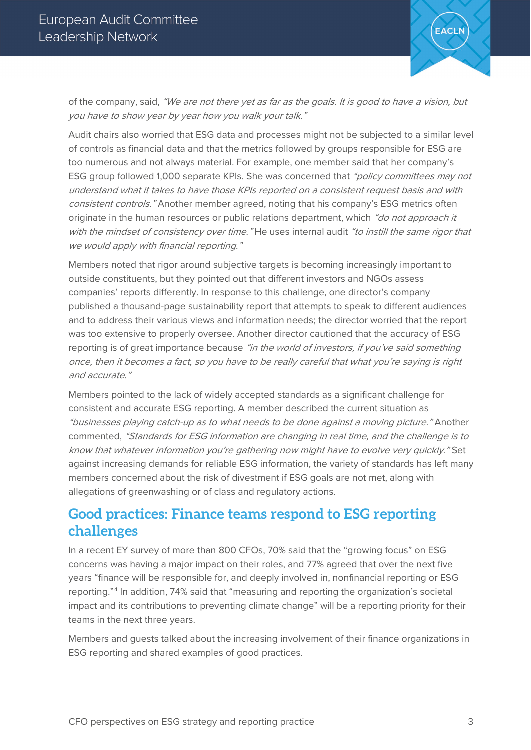of the company, said, *"We are not there yet as far as the goals. It is good to have a vision, but you have to show year by year how you walk your talk."*

Audit chairs also worried that ESG data and processes might not be subjected to a similar level of controls as financial data and that the metrics followed by groups responsible for ESG are too numerous and not always material. For example, one member said that her company's ESG group followed 1,000 separate KPIs. She was concerned that *"policy committees may not understand what it takes to have those KPIs reported on a consistent request basis and with consistent controls."* Another member agreed, noting that his company's ESG metrics often originate in the human resources or public relations department, which *"do not approach it with the mindset of consistency over time."* He uses internal audit *"to instill the same rigor that we would apply with financial reporting."*

Members noted that rigor around subjective targets is becoming increasingly important to outside constituents, but they pointed out that different investors and NGOs assess companies' reports differently. In response to this challenge, one director's company published a thousand-page sustainability report that attempts to speak to different audiences and to address their various views and information needs; the director worried that the report was too extensive to properly oversee. Another director cautioned that the accuracy of ESG reporting is of great importance because *"in the world of investors, if you've said something once, then it becomes a fact, so you have to be really careful that what you're saying is right and accurate."*

Members pointed to the lack of widely accepted standards as a significant challenge for consistent and accurate ESG reporting. A member described the current situation as *"businesses playing catch-up as to what needs to be done against a moving picture."* Another commented, *"Standards for ESG information are changing in real time, and the challenge is to know that whatever information you're gathering now might have to evolve very quickly."* Set against increasing demands for reliable ESG information, the variety of standards has left many members concerned about the risk of divestment if ESG goals are not met, along with allegations of greenwashing or of class and regulatory actions.

## Good practices: Finance teams respond to ESG reporting challenges

In a recent EY survey of more than 800 CFOs, 70% said that the "growing focus" on ESG concerns was having a major impact on their roles, and 77% agreed that over the next five years "finance will be responsible for, and deeply involved in, nonfinancial reporting or ESG reporting."[4] In addition, 74% said that "measuring and reporting the organization's societal impact and its contributions to preventing climate change" will be a reporting priority for their teams in the next three years.

Members and guests talked about the increasing involvement of their finance organizations in ESG reporting and shared examples of good practices.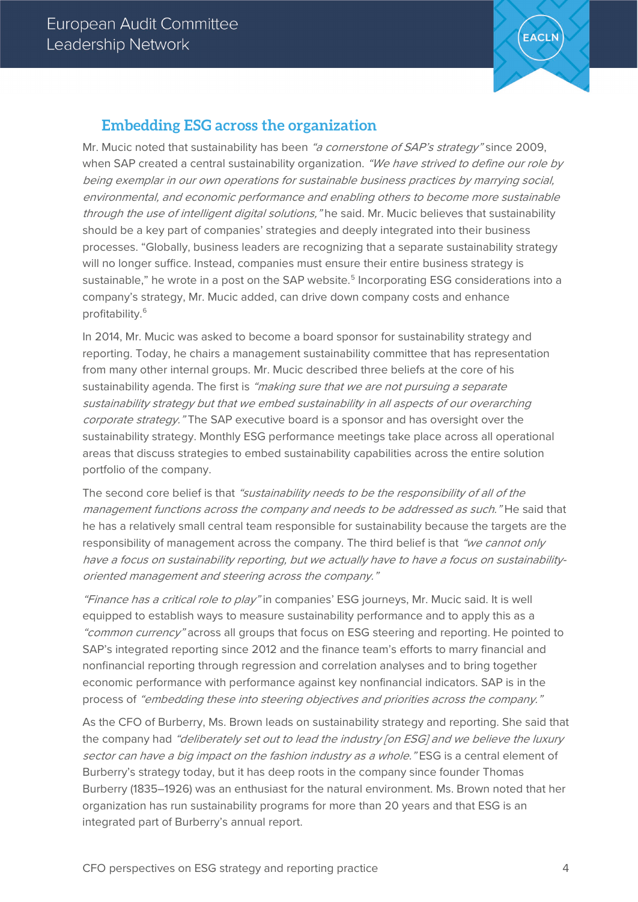## Embedding ESG across the organization

Mr. Mucic noted that sustainability has been *"a cornerstone of SAP's strategy"* since 2009, when SAP created a central sustainability organization. *"We have strived to define our role by being exemplar in our own operations for sustainable business practices by marrying social, environmental, and economic performance and enabling others to become more sustainable through the use of intelligent digital solutions,"* he said. Mr. Mucic believes that sustainability should be a key part of companies' strategies and deeply integrated into their business processes. "Globally, business leaders are recognizing that a separate sustainability strategy will no longer suffice. Instead, companies must ensure their entire business strategy is sustainable," he wrote in a post on the SAP website.[5] Incorporating ESG considerations into a company's strategy, Mr. Mucic added, can drive down company costs and enhance profitability.[6]

In 2014, Mr. Mucic was asked to become a board sponsor for sustainability strategy and reporting. Today, he chairs a management sustainability committee that has representation from many other internal groups. Mr. Mucic described three beliefs at the core of his sustainability agenda. The first is *"making sure that we are not pursuing a separate sustainability strategy but that we embed sustainability in all aspects of our overarching corporate strategy."* The SAP executive board is a sponsor and has oversight over the sustainability strategy. Monthly ESG performance meetings take place across all operational areas that discuss strategies to embed sustainability capabilities across the entire solution portfolio of the company.

The second core belief is that *"sustainability needs to be the responsibility of all of the management functions across the company and needs to be addressed as such."* He said that he has a relatively small central team responsible for sustainability because the targets are the responsibility of management across the company. The third belief is that *"we cannot only have a focus on sustainability reporting, but we actually have to have a focus on sustainability-oriented management and steering across the company."*

*"Finance has a critical role to play"* in companies' ESG journeys, Mr. Mucic said. It is well equipped to establish ways to measure sustainability performance and to apply this as a *"common currency"* across all groups that focus on ESG steering and reporting. He pointed to SAP's integrated reporting since 2012 and the finance team's efforts to marry financial and nonfinancial reporting through regression and correlation analyses and to bring together economic performance with performance against key nonfinancial indicators. SAP is in the process of *"embedding these into steering objectives and priorities across the company."*

As the CFO of Burberry, Ms. Brown leads on sustainability strategy and reporting. She said that the company had *"deliberately set out to lead the industry [on ESG] and we believe the luxury sector can have a big impact on the fashion industry as a whole."* ESG is a central element of Burberry's strategy today, but it has deep roots in the company since founder Thomas Burberry (1835–1926) was an enthusiast for the natural environment. Ms. Brown noted that her organization has run sustainability programs for more than 20 years and that ESG is an integrated part of Burberry's annual report.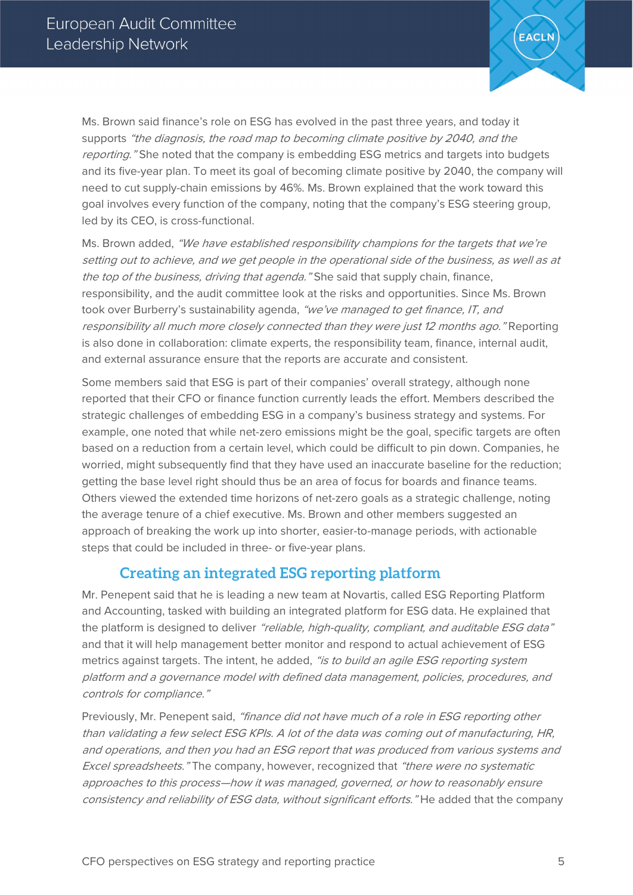Ms. Brown said finance's role on ESG has evolved in the past three years, and today it supports *"the diagnosis, the road map to becoming climate positive by 2040, and the reporting."* She noted that the company is embedding ESG metrics and targets into budgets and its five-year plan. To meet its goal of becoming climate positive by 2040, the company will need to cut supply-chain emissions by 46%. Ms. Brown explained that the work toward this goal involves every function of the company, noting that the company's ESG steering group, led by its CEO, is cross-functional.

Ms. Brown added, *"We have established responsibility champions for the targets that we're setting out to achieve, and we get people in the operational side of the business, as well as at the top of the business, driving that agenda."* She said that supply chain, finance, responsibility, and the audit committee look at the risks and opportunities. Since Ms. Brown took over Burberry's sustainability agenda, *"we've managed to get finance, IT, and responsibility all much more closely connected than they were just 12 months ago."* Reporting is also done in collaboration: climate experts, the responsibility team, finance, internal audit, and external assurance ensure that the reports are accurate and consistent.

Some members said that ESG is part of their companies' overall strategy, although none reported that their CFO or finance function currently leads the effort. Members described the strategic challenges of embedding ESG in a company's business strategy and systems. For example, one noted that while net-zero emissions might be the goal, specific targets are often based on a reduction from a certain level, which could be difficult to pin down. Companies, he worried, might subsequently find that they have used an inaccurate baseline for the reduction; getting the base level right should thus be an area of focus for boards and finance teams. Others viewed the extended time horizons of net-zero goals as a strategic challenge, noting the average tenure of a chief executive. Ms. Brown and other members suggested an approach of breaking the work up into shorter, easier-to-manage periods, with actionable steps that could be included in three- or five-year plans.

## Creating an integrated ESG reporting platform

Mr. Penepent said that he is leading a new team at Novartis, called ESG Reporting Platform and Accounting, tasked with building an integrated platform for ESG data. He explained that the platform is designed to deliver *"reliable, high-quality, compliant, and auditable ESG data"* and that it will help management better monitor and respond to actual achievement of ESG metrics against targets. The intent, he added, *"is to build an agile ESG reporting system platform and a governance model with defined data management, policies, procedures, and controls for compliance."*

Previously, Mr. Penepent said, *"finance did not have much of a role in ESG reporting other than validating a few select ESG KPIs. A lot of the data was coming out of manufacturing, HR, and operations, and then you had an ESG report that was produced from various systems and Excel spreadsheets."* The company, however, recognized that *"there were no systematic approaches to this process—how it was managed, governed, or how to reasonably ensure consistency and reliability of ESG data, without significant efforts."* He added that the company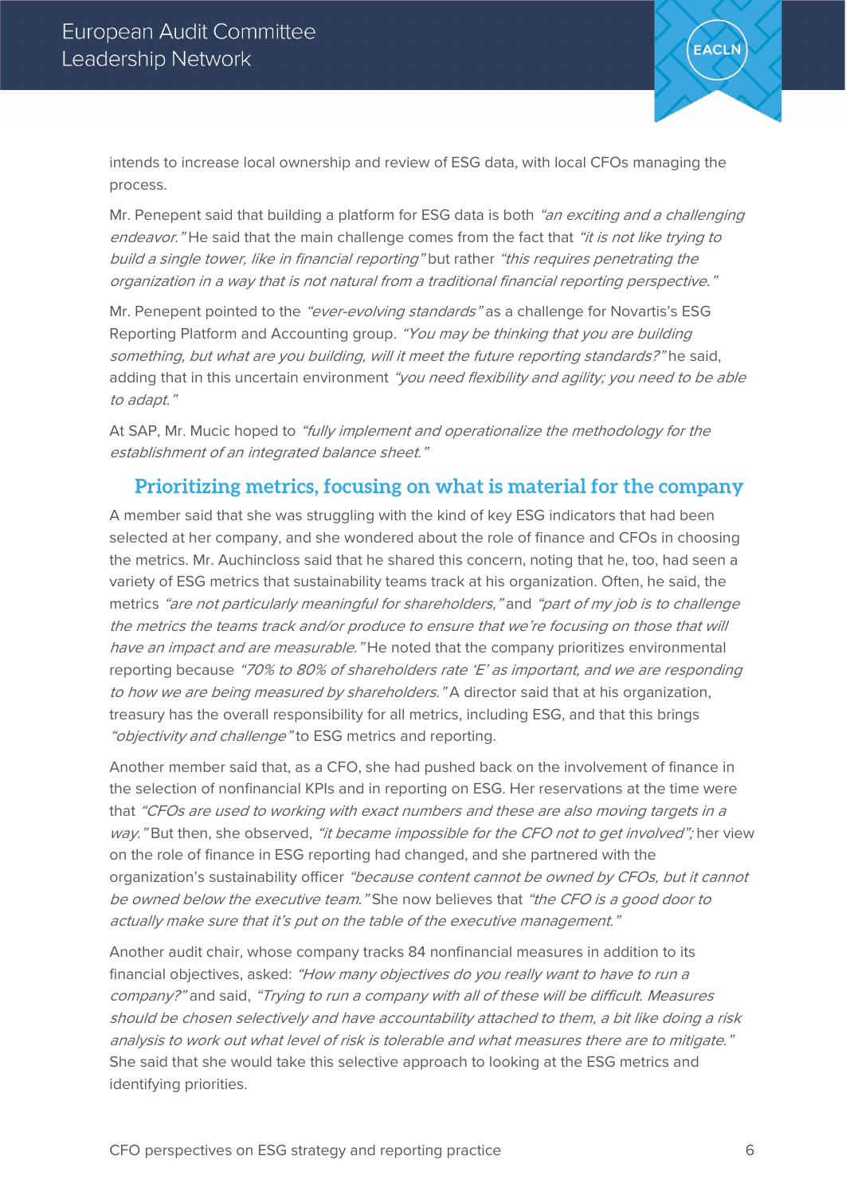intends to increase local ownership and review of ESG data, with local CFOs managing the process.

Mr. Penepent said that building a platform for ESG data is both *"an exciting and a challenging endeavor."* He said that the main challenge comes from the fact that *"it is not like trying to build a single tower, like in financial reporting"* but rather *"this requires penetrating the organization in a way that is not natural from a traditional financial reporting perspective."*

Mr. Penepent pointed to the *"ever-evolving standards"* as a challenge for Novartis's ESG Reporting Platform and Accounting group. *"You may be thinking that you are building something, but what are you building, will it meet the future reporting standards?"* he said, adding that in this uncertain environment *"you need flexibility and agility; you need to be able to adapt."*

At SAP, Mr. Mucic hoped to *"fully implement and operationalize the methodology for the establishment of an integrated balance sheet."*

## Prioritizing metrics, focusing on what is material for the company

A member said that she was struggling with the kind of key ESG indicators that had been selected at her company, and she wondered about the role of finance and CFOs in choosing the metrics. Mr. Auchincloss said that he shared this concern, noting that he, too, had seen a variety of ESG metrics that sustainability teams track at his organization. Often, he said, the metrics *"are not particularly meaningful for shareholders,"* and *"part of my job is to challenge the metrics the teams track and/or produce to ensure that we're focusing on those that will have an impact and are measurable."* He noted that the company prioritizes environmental reporting because *"70% to 80% of shareholders rate 'E' as important, and we are responding to how we are being measured by shareholders."* A director said that at his organization, treasury has the overall responsibility for all metrics, including ESG, and that this brings *"objectivity and challenge"* to ESG metrics and reporting.

Another member said that, as a CFO, she had pushed back on the involvement of finance in the selection of nonfinancial KPIs and in reporting on ESG. Her reservations at the time were that *"CFOs are used to working with exact numbers and these are also moving targets in a way."* But then, she observed, *"it became impossible for the CFO not to get involved";* her view on the role of finance in ESG reporting had changed, and she partnered with the organization's sustainability officer *"because content cannot be owned by CFOs, but it cannot be owned below the executive team."* She now believes that *"the CFO is a good door to actually make sure that it's put on the table of the executive management."*

Another audit chair, whose company tracks 84 nonfinancial measures in addition to its financial objectives, asked: *"How many objectives do you really want to have to run a company?"* and said, *"Trying to run a company with all of these will be difficult. Measures should be chosen selectively and have accountability attached to them, a bit like doing a risk analysis to work out what level of risk is tolerable and what measures there are to mitigate."* She said that she would take this selective approach to looking at the ESG metrics and identifying priorities.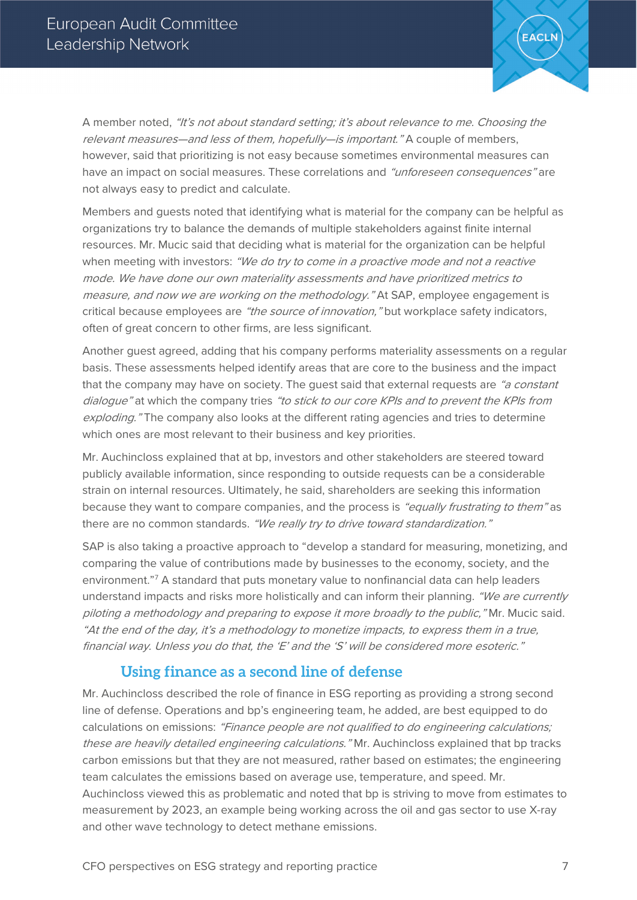A member noted, *"It's not about standard setting; it's about relevance to me. Choosing the relevant measures—and less of them, hopefully—is important."* A couple of members, however, said that prioritizing is not easy because sometimes environmental measures can have an impact on social measures. These correlations and *"unforeseen consequences"* are not always easy to predict and calculate.

Members and guests noted that identifying what is material for the company can be helpful as organizations try to balance the demands of multiple stakeholders against finite internal resources. Mr. Mucic said that deciding what is material for the organization can be helpful when meeting with investors: *"We do try to come in a proactive mode and not a reactive mode. We have done our own materiality assessments and have prioritized metrics to measure, and now we are working on the methodology."* At SAP, employee engagement is critical because employees are *"the source of innovation,"* but workplace safety indicators, often of great concern to other firms, are less significant.

Another guest agreed, adding that his company performs materiality assessments on a regular basis. These assessments helped identify areas that are core to the business and the impact that the company may have on society. The guest said that external requests are *"a constant dialogue"* at which the company tries *"to stick to our core KPIs and to prevent the KPIs from exploding."* The company also looks at the different rating agencies and tries to determine which ones are most relevant to their business and key priorities.

Mr. Auchincloss explained that at bp, investors and other stakeholders are steered toward publicly available information, since responding to outside requests can be a considerable strain on internal resources. Ultimately, he said, shareholders are seeking this information because they want to compare companies, and the process is *"equally frustrating to them"* as there are no common standards. *"We really try to drive toward standardization."*

SAP is also taking a proactive approach to "develop a standard for measuring, monetizing, and comparing the value of contributions made by businesses to the economy, society, and the environment."[7] A standard that puts monetary value to nonfinancial data can help leaders understand impacts and risks more holistically and can inform their planning. *"We are currently piloting a methodology and preparing to expose it more broadly to the public,"* Mr. Mucic said. *"At the end of the day, it's a methodology to monetize impacts, to express them in a true, financial way. Unless you do that, the 'E' and the 'S' will be considered more esoteric."*

## Using finance as a second line of defense

Mr. Auchincloss described the role of finance in ESG reporting as providing a strong second line of defense. Operations and bp's engineering team, he added, are best equipped to do calculations on emissions: *"Finance people are not qualified to do engineering calculations; these are heavily detailed engineering calculations."* Mr. Auchincloss explained that bp tracks carbon emissions but that they are not measured, rather based on estimates; the engineering team calculates the emissions based on average use, temperature, and speed. Mr. Auchincloss viewed this as problematic and noted that bp is striving to move from estimates to measurement by 2023, an example being working across the oil and gas sector to use X-ray and other wave technology to detect methane emissions.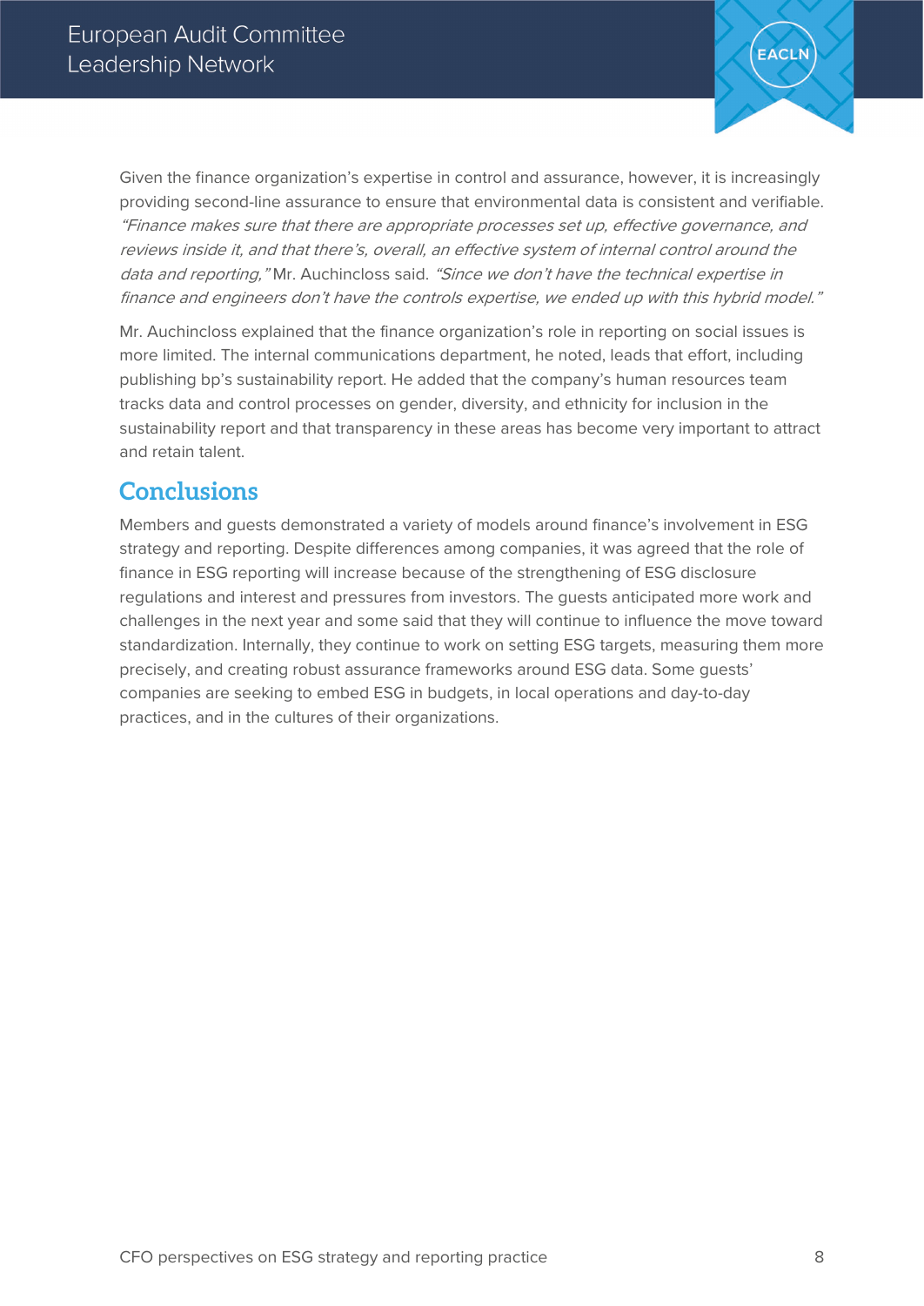Given the finance organization's expertise in control and assurance, however, it is increasingly providing second-line assurance to ensure that environmental data is consistent and verifiable. *"Finance makes sure that there are appropriate processes set up, effective governance, and reviews inside it, and that there's, overall, an effective system of internal control around the data and reporting,"* Mr. Auchincloss said. *"Since we don't have the technical expertise in finance and engineers don't have the controls expertise, we ended up with this hybrid model."*

Mr. Auchincloss explained that the finance organization's role in reporting on social issues is more limited. The internal communications department, he noted, leads that effort, including publishing bp's sustainability report. He added that the company's human resources team tracks data and control processes on gender, diversity, and ethnicity for inclusion in the sustainability report and that transparency in these areas has become very important to attract and retain talent.

## Conclusions

Members and guests demonstrated a variety of models around finance's involvement in ESG strategy and reporting. Despite differences among companies, it was agreed that the role of finance in ESG reporting will increase because of the strengthening of ESG disclosure regulations and interest and pressures from investors. The guests anticipated more work and challenges in the next year and some said that they will continue to influence the move toward standardization. Internally, they continue to work on setting ESG targets, measuring them more precisely, and creating robust assurance frameworks around ESG data. Some guests' companies are seeking to embed ESG in budgets, in local operations and day-to-day practices, and in the cultures of their organizations.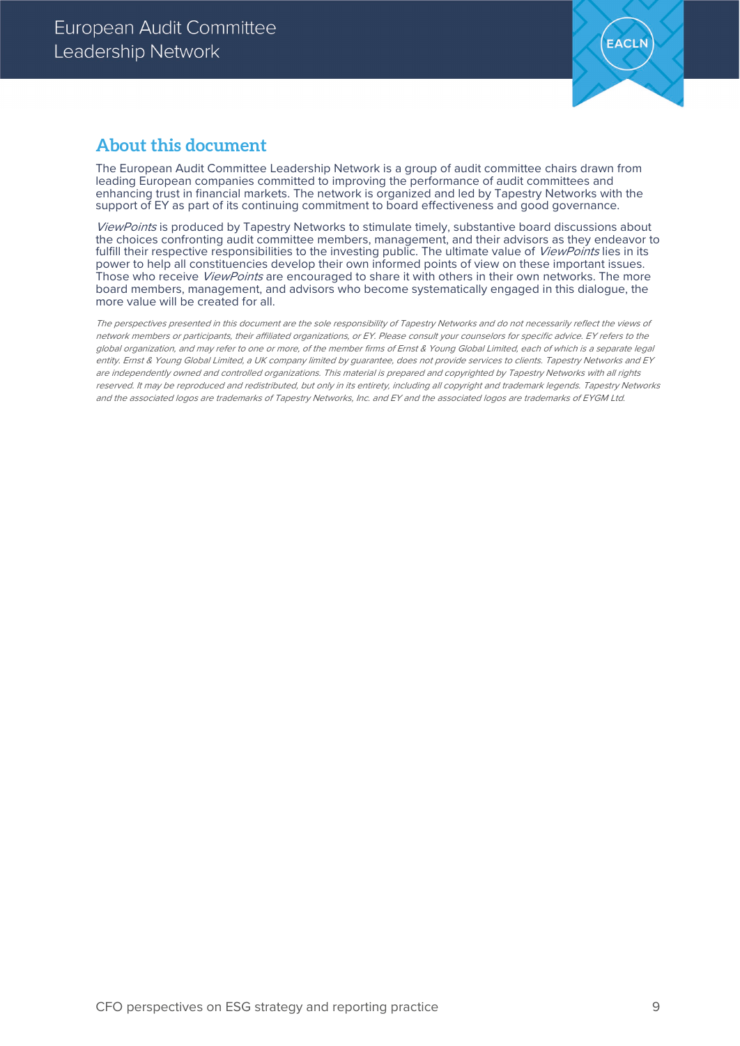## About this document

The European Audit Committee Leadership Network is a group of audit committee chairs drawn from leading European companies committed to improving the performance of audit committees and enhancing trust in financial markets. The network is organized and led by Tapestry Networks with the support of EY as part of its continuing commitment to board effectiveness and good governance.

*ViewPoints* is produced by Tapestry Networks to stimulate timely, substantive board discussions about the choices confronting audit committee members, management, and their advisors as they endeavor to fulfill their respective responsibilities to the investing public. The ultimate value of *ViewPoints* lies in its power to help all constituencies develop their own informed points of view on these important issues. Those who receive *ViewPoints* are encouraged to share it with others in their own networks. The more board members, management, and advisors who become systematically engaged in this dialogue, the more value will be created for all.

*The perspectives presented in this document are the sole responsibility of Tapestry Networks and do not necessarily reflect the views of network members or participants, their affiliated organizations, or EY. Please consult your counselors for specific advice. EY refers to the global organization, and may refer to one or more, of the member firms of Ernst & Young Global Limited, each of which is a separate legal entity. Ernst & Young Global Limited, a UK company limited by guarantee, does not provide services to clients. Tapestry Networks and EY are independently owned and controlled organizations. This material is prepared and copyrighted by Tapestry Networks with all rights reserved. It may be reproduced and redistributed, but only in its entirety, including all copyright and trademark legends. Tapestry Networks and the associated logos are trademarks of Tapestry Networks, Inc. and EY and the associated logos are trademarks of EYGM Ltd.*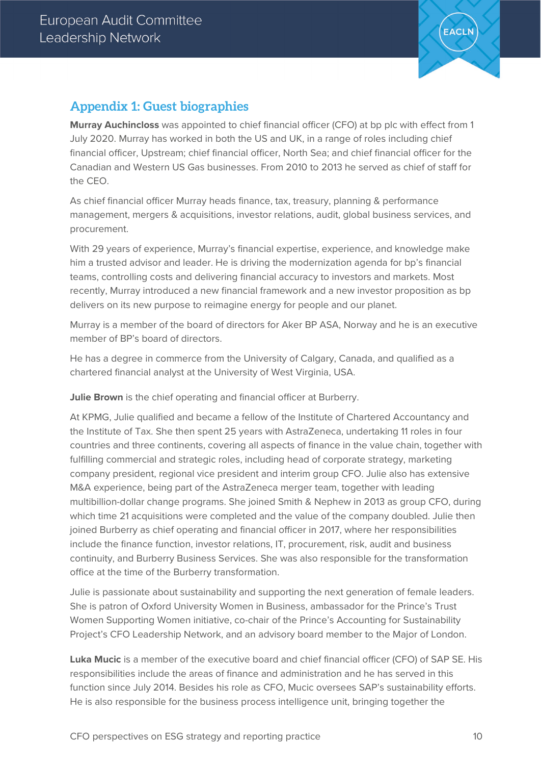## Appendix 1: Guest biographies

**Murray Auchincloss** was appointed to chief financial officer (CFO) at bp plc with effect from 1 July 2020. Murray has worked in both the US and UK, in a range of roles including chief financial officer, Upstream; chief financial officer, North Sea; and chief financial officer for the Canadian and Western US Gas businesses. From 2010 to 2013 he served as chief of staff for the CEO.

As chief financial officer Murray heads finance, tax, treasury, planning & performance management, mergers & acquisitions, investor relations, audit, global business services, and procurement.

With 29 years of experience, Murray's financial expertise, experience, and knowledge make him a trusted advisor and leader. He is driving the modernization agenda for bp's financial teams, controlling costs and delivering financial accuracy to investors and markets. Most recently, Murray introduced a new financial framework and a new investor proposition as bp delivers on its new purpose to reimagine energy for people and our planet.

Murray is a member of the board of directors for Aker BP ASA, Norway and he is an executive member of BP's board of directors.

He has a degree in commerce from the University of Calgary, Canada, and qualified as a chartered financial analyst at the University of West Virginia, USA.

**Julie Brown** is the chief operating and financial officer at Burberry.

At KPMG, Julie qualified and became a fellow of the Institute of Chartered Accountancy and the Institute of Tax. She then spent 25 years with AstraZeneca, undertaking 11 roles in four countries and three continents, covering all aspects of finance in the value chain, together with fulfilling commercial and strategic roles, including head of corporate strategy, marketing company president, regional vice president and interim group CFO. Julie also has extensive M&A experience, being part of the AstraZeneca merger team, together with leading multibillion-dollar change programs. She joined Smith & Nephew in 2013 as group CFO, during which time 21 acquisitions were completed and the value of the company doubled. Julie then joined Burberry as chief operating and financial officer in 2017, where her responsibilities include the finance function, investor relations, IT, procurement, risk, audit and business continuity, and Burberry Business Services. She was also responsible for the transformation office at the time of the Burberry transformation.

Julie is passionate about sustainability and supporting the next generation of female leaders. She is patron of Oxford University Women in Business, ambassador for the Prince's Trust Women Supporting Women initiative, co-chair of the Prince's Accounting for Sustainability Project's CFO Leadership Network, and an advisory board member to the Major of London.

**Luka Mucic** is a member of the executive board and chief financial officer (CFO) of SAP SE. His responsibilities include the areas of finance and administration and he has served in this function since July 2014. Besides his role as CFO, Mucic oversees SAP's sustainability efforts. He is also responsible for the business process intelligence unit, bringing together the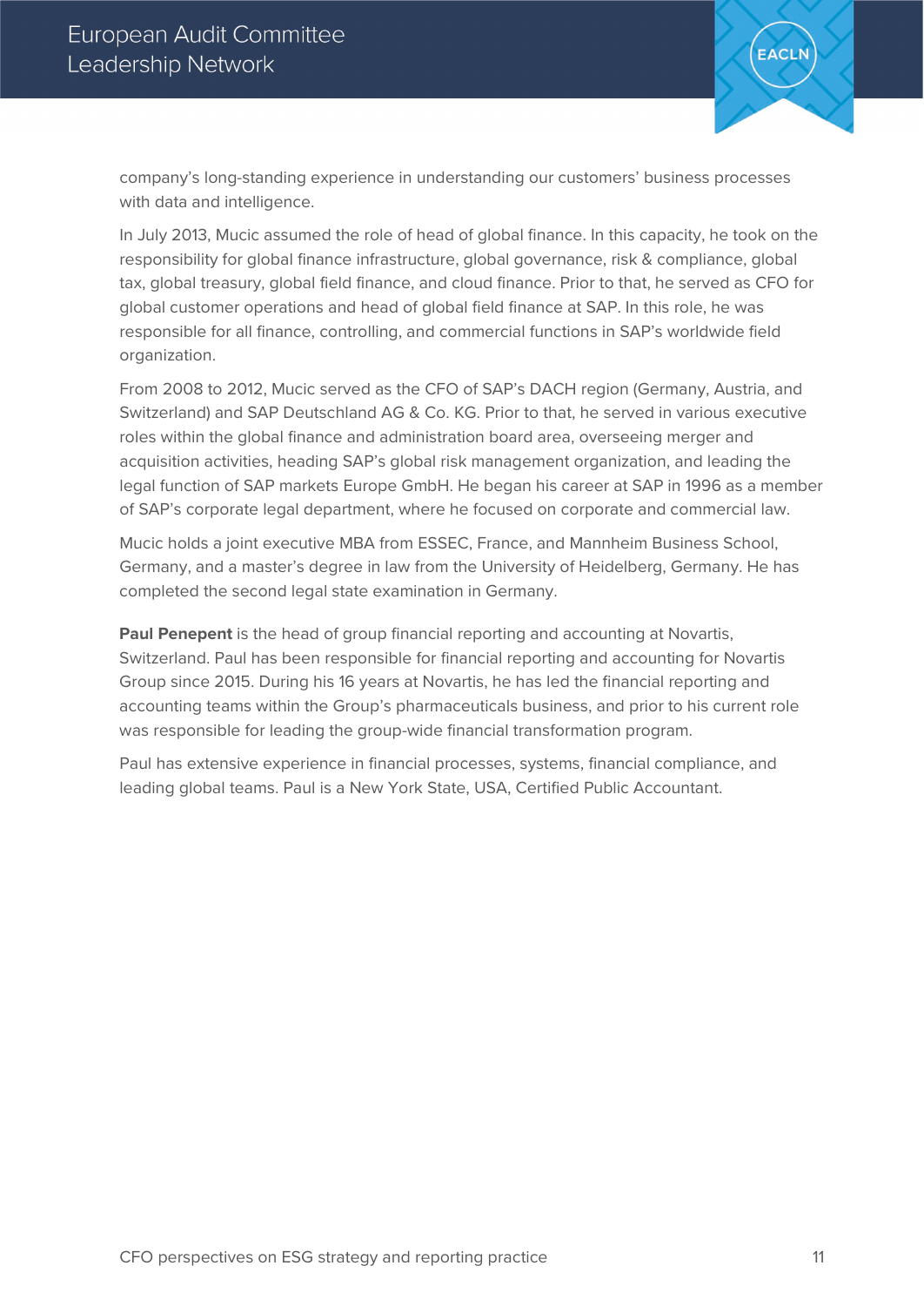company's long-standing experience in understanding our customers' business processes with data and intelligence.

In July 2013, Mucic assumed the role of head of global finance. In this capacity, he took on the responsibility for global finance infrastructure, global governance, risk & compliance, global tax, global treasury, global field finance, and cloud finance. Prior to that, he served as CFO for global customer operations and head of global field finance at SAP. In this role, he was responsible for all finance, controlling, and commercial functions in SAP's worldwide field organization.

From 2008 to 2012, Mucic served as the CFO of SAP's DACH region (Germany, Austria, and Switzerland) and SAP Deutschland AG & Co. KG. Prior to that, he served in various executive roles within the global finance and administration board area, overseeing merger and acquisition activities, heading SAP's global risk management organization, and leading the legal function of SAP markets Europe GmbH. He began his career at SAP in 1996 as a member of SAP's corporate legal department, where he focused on corporate and commercial law.

Mucic holds a joint executive MBA from ESSEC, France, and Mannheim Business School, Germany, and a master's degree in law from the University of Heidelberg, Germany. He has completed the second legal state examination in Germany.

**Paul Penepent** is the head of group financial reporting and accounting at Novartis, Switzerland. Paul has been responsible for financial reporting and accounting for Novartis Group since 2015. During his 16 years at Novartis, he has led the financial reporting and accounting teams within the Group's pharmaceuticals business, and prior to his current role was responsible for leading the group-wide financial transformation program.

Paul has extensive experience in financial processes, systems, financial compliance, and leading global teams. Paul is a New York State, USA, Certified Public Accountant.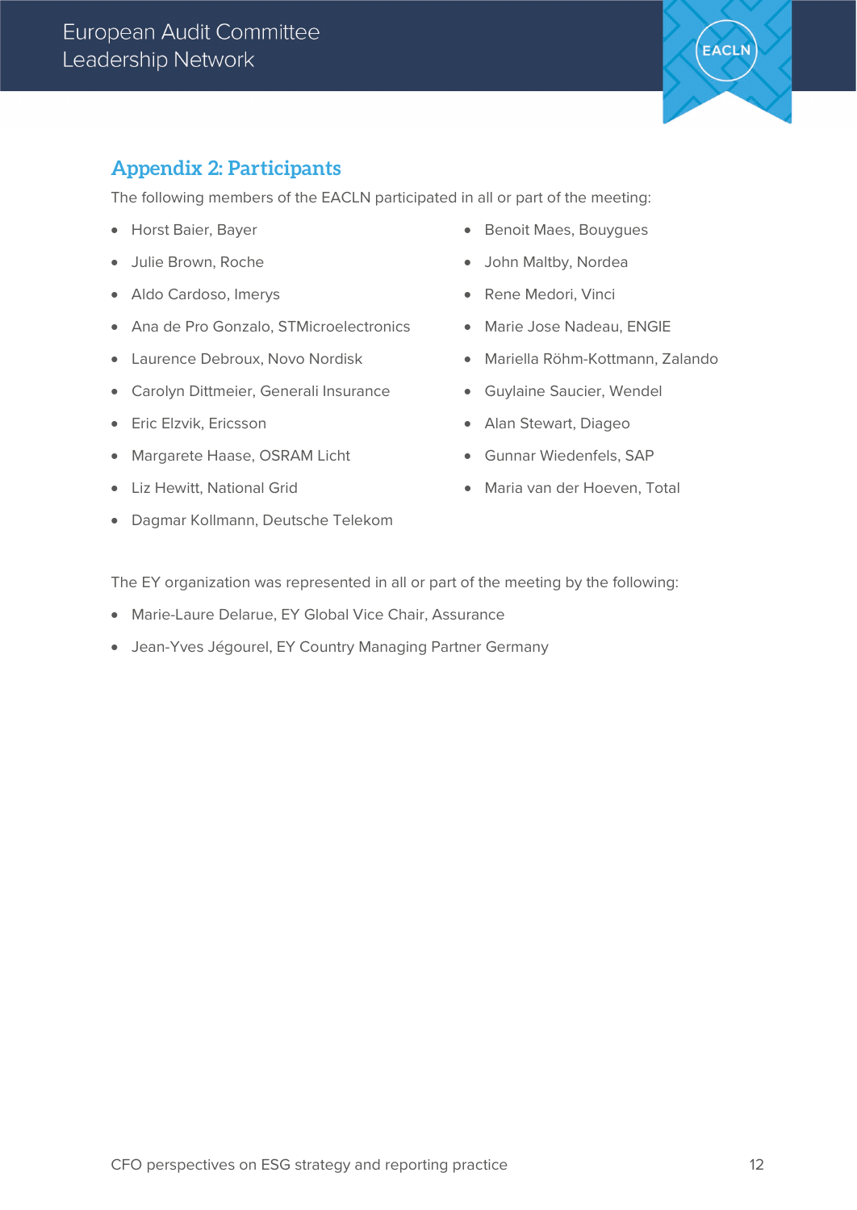## Appendix 2: Participants

The following members of the EACLN participated in all or part of the meeting:

- Horst Baier, Bayer
- Julie Brown, Roche
- Aldo Cardoso, Imerys
- Ana de Pro Gonzalo, STMicroelectronics
- Laurence Debroux, Novo Nordisk
- Carolyn Dittmeier, Generali Insurance
- Eric Elzvik, Ericsson
- Margarete Haase, OSRAM Licht
- Liz Hewitt, National Grid
- Dagmar Kollmann, Deutsche Telekom
- Benoit Maes, Bouygues
- John Maltby, Nordea
- Rene Medori, Vinci
- Marie Jose Nadeau, ENGIE
- Mariella Röhm-Kottmann, Zalando
- Guylaine Saucier, Wendel
- Alan Stewart, Diageo
- Gunnar Wiedenfels, SAP
- Maria van der Hoeven, Total

The EY organization was represented in all or part of the meeting by the following:

- Marie-Laure Delarue, EY Global Vice Chair, Assurance
- Jean-Yves Jégourel, EY Country Managing Partner Germany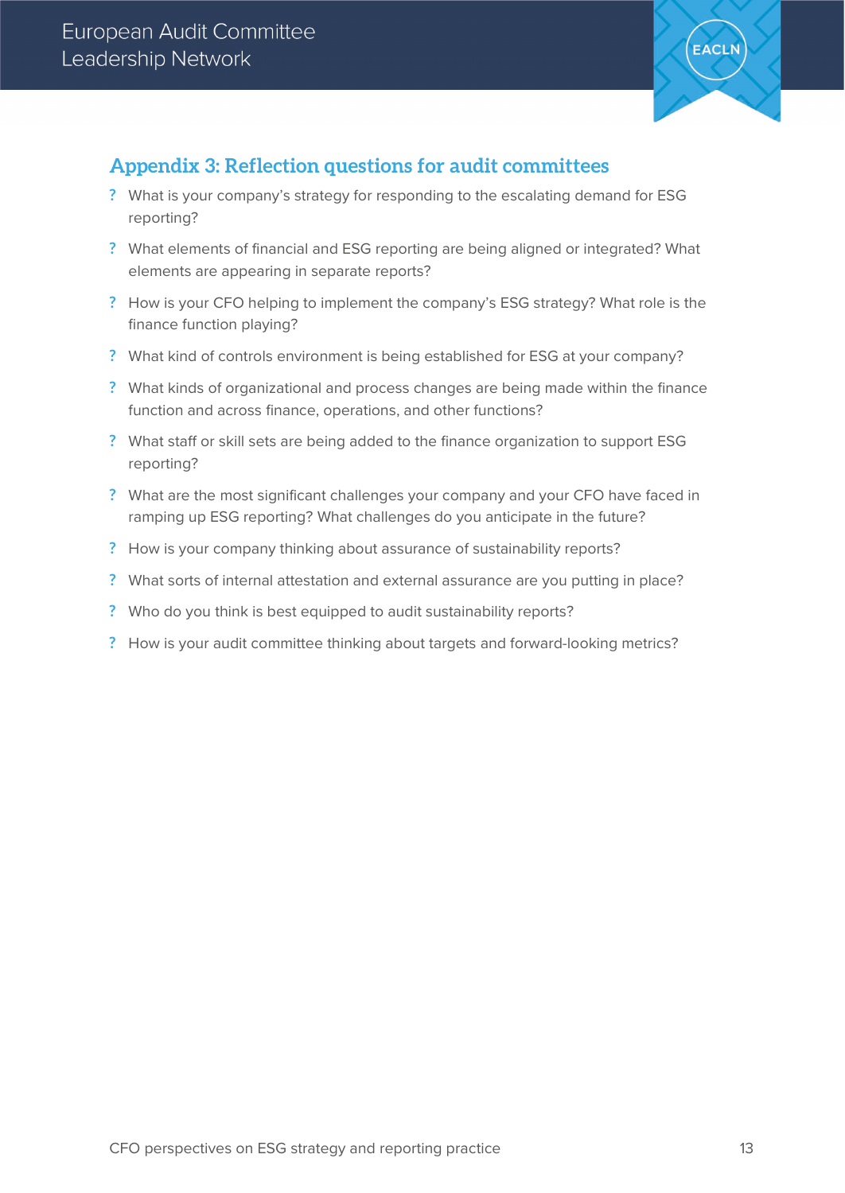## Appendix 3: Reflection questions for audit committees

- What is your company's strategy for responding to the escalating demand for ESG reporting?
- What elements of financial and ESG reporting are being aligned or integrated? What elements are appearing in separate reports?
- How is your CFO helping to implement the company's ESG strategy? What role is the finance function playing?
- What kind of controls environment is being established for ESG at your company?
- What kinds of organizational and process changes are being made within the finance function and across finance, operations, and other functions?
- What staff or skill sets are being added to the finance organization to support ESG reporting?
- What are the most significant challenges your company and your CFO have faced in ramping up ESG reporting? What challenges do you anticipate in the future?
- How is your company thinking about assurance of sustainability reports?
- What sorts of internal attestation and external assurance are you putting in place?
- Who do you think is best equipped to audit sustainability reports?
- How is your audit committee thinking about targets and forward-looking metrics?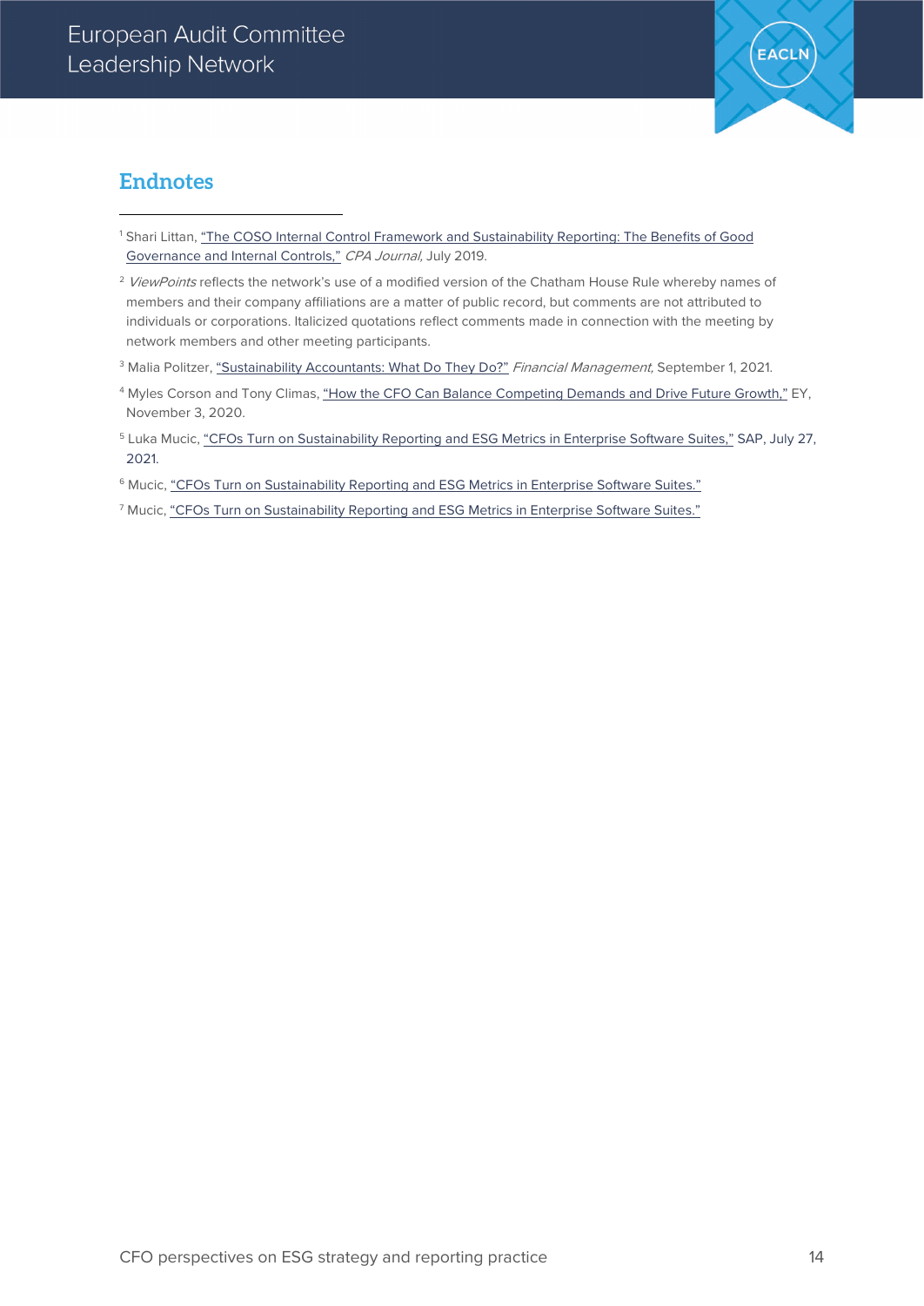## Endnotes

[1] Shari Littan, "The COSO Internal Control Framework and Sustainability Reporting: The Benefits of Good Governance and Internal Controls," *CPA Journal,* July 2019.

[2] *ViewPoints* reflects the network's use of a modified version of the Chatham House Rule whereby names of members and their company affiliations are a matter of public record, but comments are not attributed to individuals or corporations. Italicized quotations reflect comments made in connection with the meeting by network members and other meeting participants.

[3] Malia Politzer, "Sustainability Accountants: What Do They Do?" *Financial Management,* September 1, 2021.

[4] Myles Corson and Tony Climas, "How the CFO Can Balance Competing Demands and Drive Future Growth," EY, November 3, 2020.

[5] Luka Mucic, "CFOs Turn on Sustainability Reporting and ESG Metrics in Enterprise Software Suites," SAP, July 27, 2021.

[6] Mucic, "CFOs Turn on Sustainability Reporting and ESG Metrics in Enterprise Software Suites."

[7] Mucic, "CFOs Turn on Sustainability Reporting and ESG Metrics in Enterprise Software Suites."